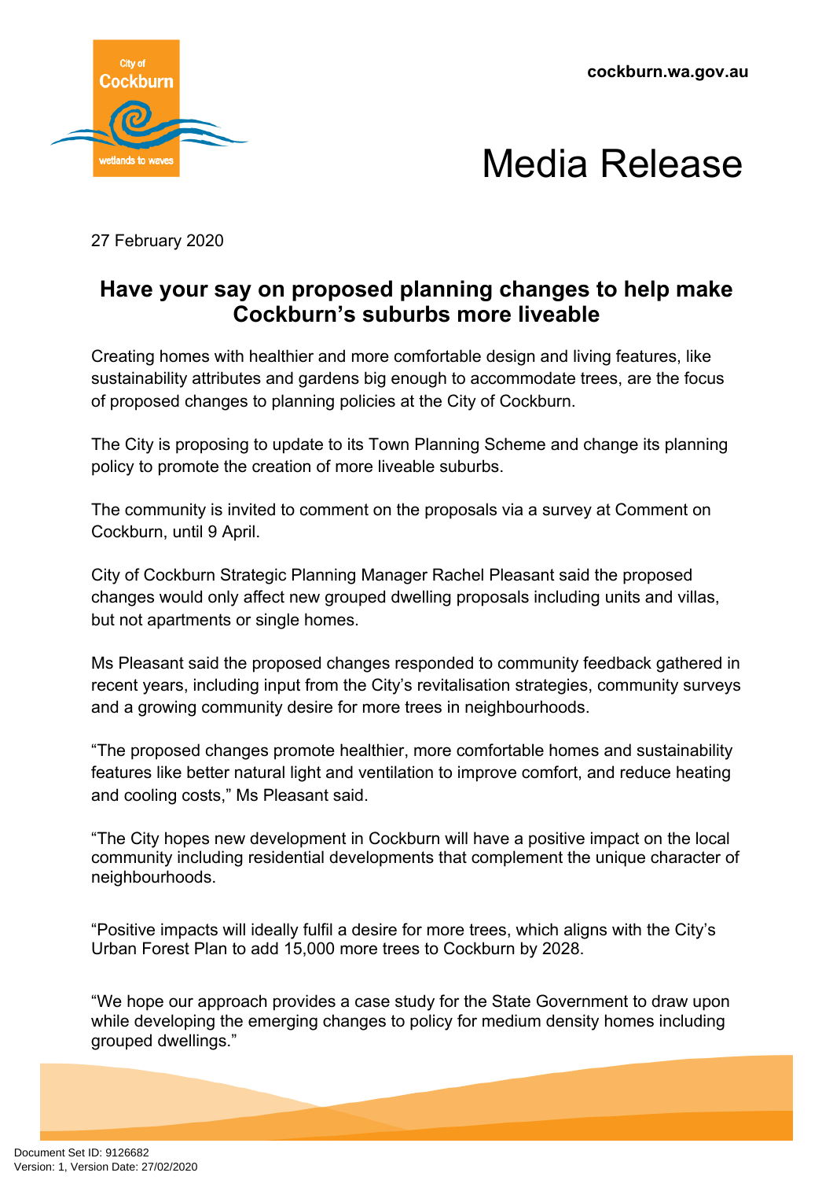cockburn.wa.gov.au

# Media Release

27 February 2020

## Have your say on proposed planning changes to help make Cockburn's suburbs more liveable

Creating homes with healthier and more comfortable design and living features, like sustainability attributes and gardens big enough to accommodate trees, are the focus of proposed changes to planning policies at the City of Cockburn.

The City is proposing to update to its Town Planning Scheme and change its planning policy to promote the creation of more liveable suburbs.

The community is invited to comment on the proposals via a survey at Comment on Cockburn, until 9 April.

City of Cockburn Strategic Planning Manager Rachel Pleasant said the proposed changes would only affect new grouped dwelling proposals including units and villas, but not apartments or single homes.

Ms Pleasant said the proposed changes responded to community feedback gathered in recent years, including input from the City's revitalisation strategies, community surveys and a growing community desire for more trees in neighbourhoods.

"The proposed changes promote healthier, more comfortable homes and sustainability features like better natural light and ventilation to improve comfort, and reduce heating and cooling costs," Ms Pleasant said.

"The City hopes new development in Cockburn will have a positive impact on the local community including residential developments that complement the unique character of neighbourhoods.

"Positive impacts will ideally fulfil a desire for more trees, which aligns with the City's Urban Forest Plan to add 15,000 more trees to Cockburn by 2028.

"We hope our approach provides a case study for the State Government to draw upon while developing the emerging changes to policy for medium density homes including grouped dwellings."

Document Set ID: 9126682
Version: 1, Version Date: 27/02/2020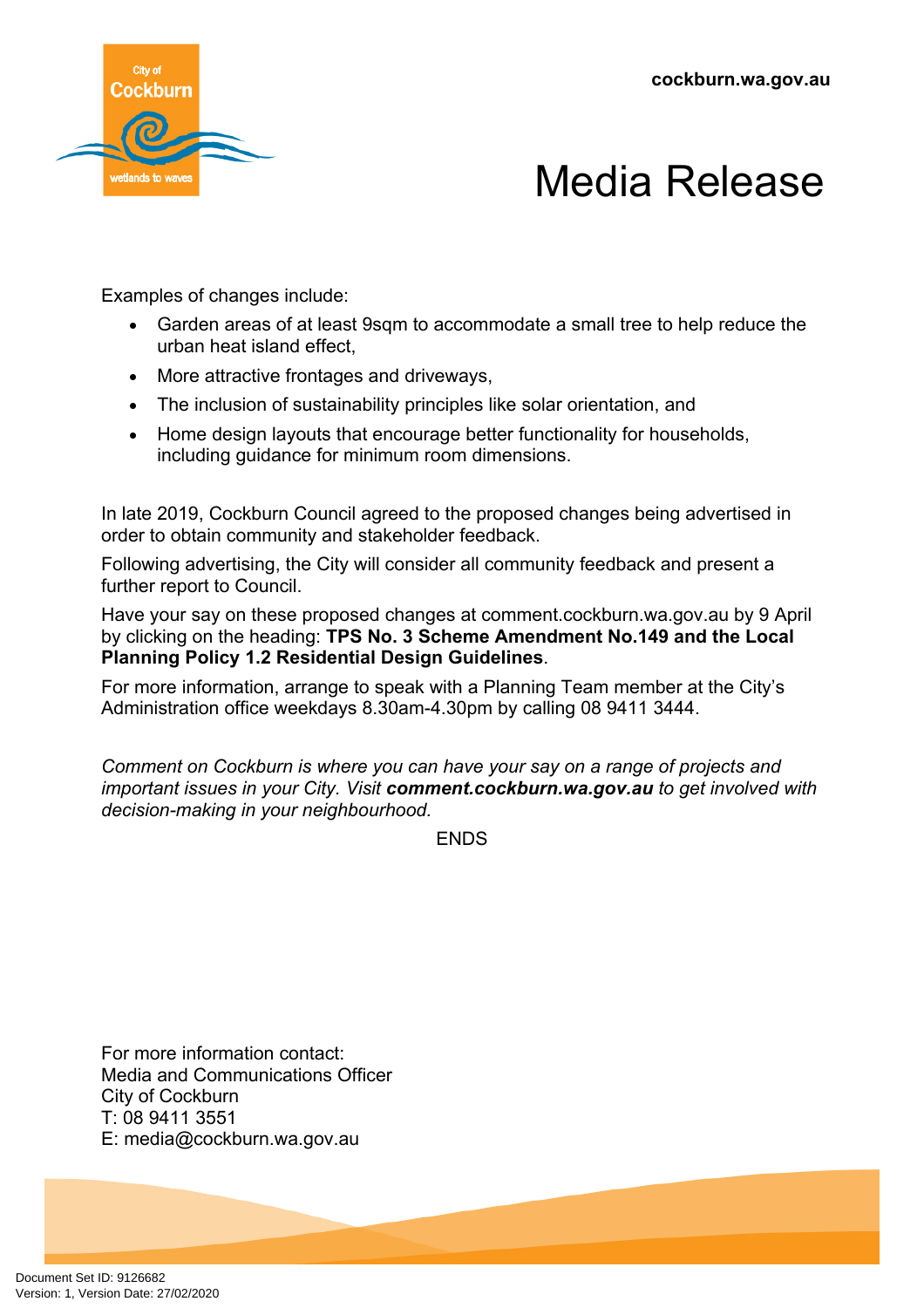Examples of changes include:

- Garden areas of at least 9sqm to accommodate a small tree to help reduce the urban heat island effect,
- More attractive frontages and driveways,
- The inclusion of sustainability principles like solar orientation, and
- Home design layouts that encourage better functionality for households, including guidance for minimum room dimensions.

In late 2019, Cockburn Council agreed to the proposed changes being advertised in order to obtain community and stakeholder feedback.

Following advertising, the City will consider all community feedback and present a further report to Council.

Have your say on these proposed changes at comment.cockburn.wa.gov.au by 9 April by clicking on the heading: **TPS No. 3 Scheme Amendment No.149 and the Local Planning Policy 1.2 Residential Design Guidelines**.

For more information, arrange to speak with a Planning Team member at the City's Administration office weekdays 8.30am-4.30pm by calling 08 9411 3444.

*Comment on Cockburn is where you can have your say on a range of projects and important issues in your City. Visit **comment.cockburn.wa.gov.au** to get involved with decision-making in your neighbourhood.*

ENDS

For more information contact:
Media and Communications Officer
City of Cockburn
T: 08 9411 3551
E: media@cockburn.wa.gov.au